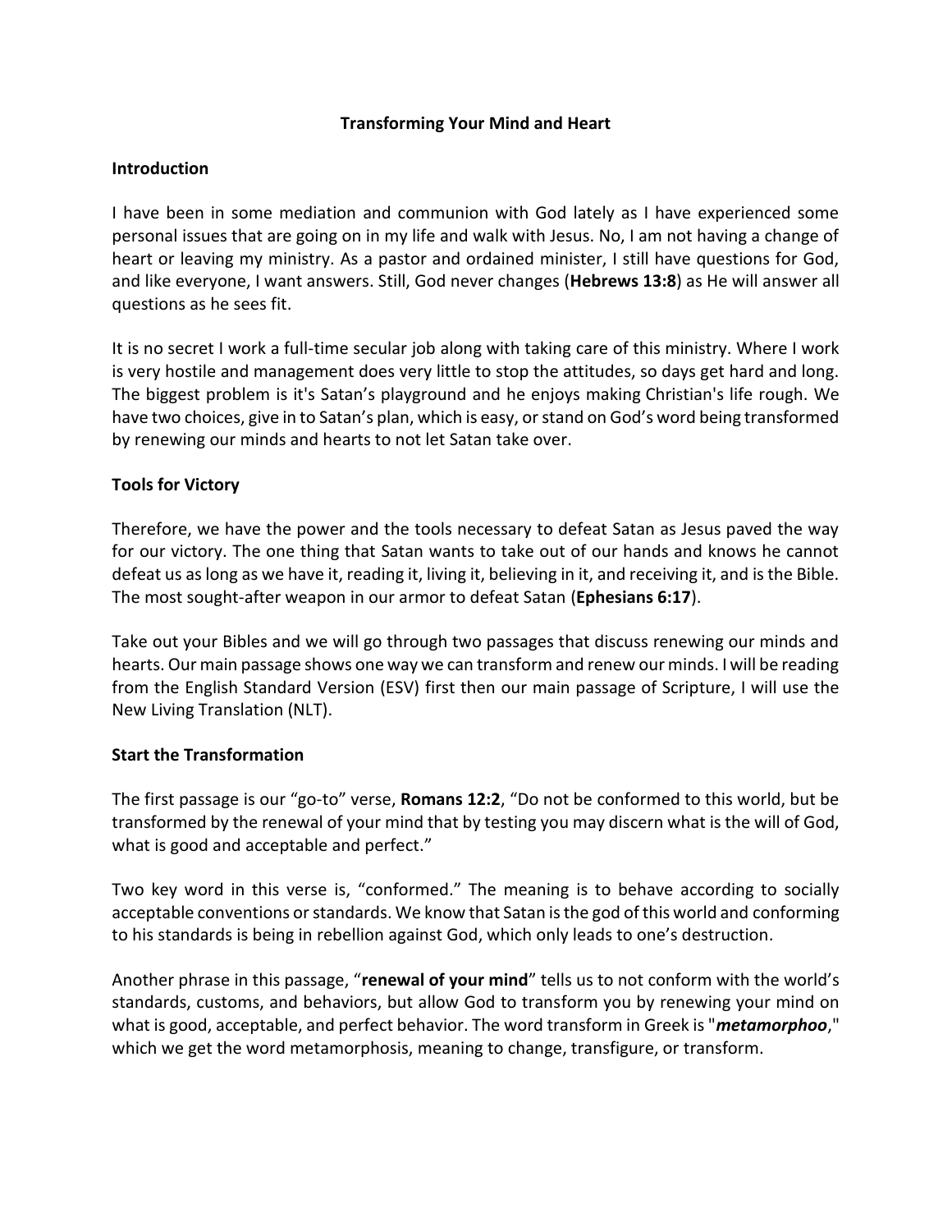**Transforming Your Mind and Heart**

**Introduction**

I have been in some mediation and communion with God lately as I have experienced some personal issues that are going on in my life and walk with Jesus. No, I am not having a change of heart or leaving my ministry. As a pastor and ordained minister, I still have questions for God, and like everyone, I want answers. Still, God never changes (**Hebrews 13:8**) as He will answer all questions as he sees fit.

It is no secret I work a full-time secular job along with taking care of this ministry. Where I work is very hostile and management does very little to stop the attitudes, so days get hard and long. The biggest problem is it's Satan's playground and he enjoys making Christian's life rough. We have two choices, give in to Satan's plan, which is easy, or stand on God's word being transformed by renewing our minds and hearts to not let Satan take over.

**Tools for Victory**

Therefore, we have the power and the tools necessary to defeat Satan as Jesus paved the way for our victory. The one thing that Satan wants to take out of our hands and knows he cannot defeat us as long as we have it, reading it, living it, believing in it, and receiving it, and is the Bible. The most sought-after weapon in our armor to defeat Satan (**Ephesians 6:17**).

Take out your Bibles and we will go through two passages that discuss renewing our minds and hearts. Our main passage shows one way we can transform and renew our minds. I will be reading from the English Standard Version (ESV) first then our main passage of Scripture, I will use the New Living Translation (NLT).

**Start the Transformation**

The first passage is our "go-to" verse, **Romans 12:2**, "Do not be conformed to this world, but be transformed by the renewal of your mind that by testing you may discern what is the will of God, what is good and acceptable and perfect."

Two key word in this verse is, "conformed." The meaning is to behave according to socially acceptable conventions or standards. We know that Satan is the god of this world and conforming to his standards is being in rebellion against God, which only leads to one's destruction.

Another phrase in this passage, "**renewal of your mind**" tells us to not conform with the world's standards, customs, and behaviors, but allow God to transform you by renewing your mind on what is good, acceptable, and perfect behavior. The word transform in Greek is "***metamorphoo***," which we get the word metamorphosis, meaning to change, transfigure, or transform.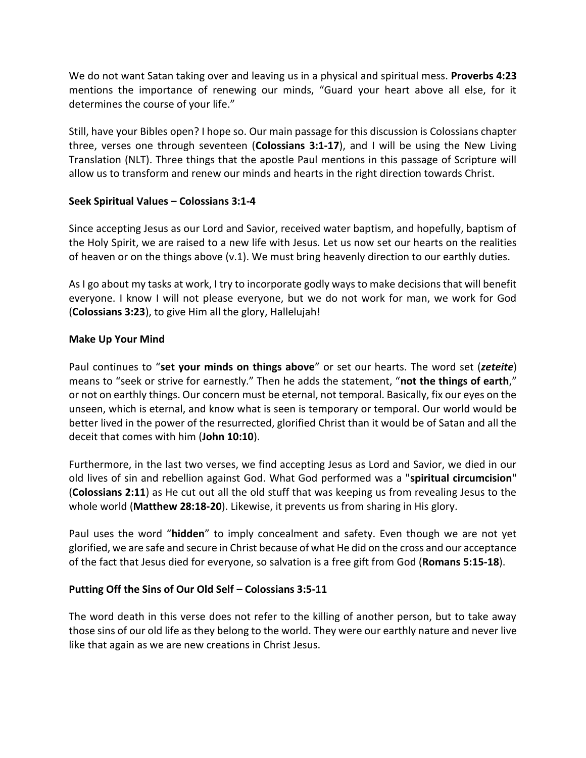We do not want Satan taking over and leaving us in a physical and spiritual mess. **Proverbs 4:23** mentions the importance of renewing our minds, "Guard your heart above all else, for it determines the course of your life."

Still, have your Bibles open? I hope so. Our main passage for this discussion is Colossians chapter three, verses one through seventeen (**Colossians 3:1-17**), and I will be using the New Living Translation (NLT). Three things that the apostle Paul mentions in this passage of Scripture will allow us to transform and renew our minds and hearts in the right direction towards Christ.

**Seek Spiritual Values – Colossians 3:1-4**

Since accepting Jesus as our Lord and Savior, received water baptism, and hopefully, baptism of the Holy Spirit, we are raised to a new life with Jesus. Let us now set our hearts on the realities of heaven or on the things above (v.1). We must bring heavenly direction to our earthly duties.

As I go about my tasks at work, I try to incorporate godly ways to make decisions that will benefit everyone. I know I will not please everyone, but we do not work for man, we work for God (**Colossians 3:23**), to give Him all the glory, Hallelujah!

**Make Up Your Mind**

Paul continues to "**set your minds on things above**" or set our hearts. The word set (***zeteite***) means to "seek or strive for earnestly." Then he adds the statement, "**not the things of earth**," or not on earthly things. Our concern must be eternal, not temporal. Basically, fix our eyes on the unseen, which is eternal, and know what is seen is temporary or temporal. Our world would be better lived in the power of the resurrected, glorified Christ than it would be of Satan and all the deceit that comes with him (**John 10:10**).

Furthermore, in the last two verses, we find accepting Jesus as Lord and Savior, we died in our old lives of sin and rebellion against God. What God performed was a "**spiritual circumcision**" (**Colossians 2:11**) as He cut out all the old stuff that was keeping us from revealing Jesus to the whole world (**Matthew 28:18-20**). Likewise, it prevents us from sharing in His glory.

Paul uses the word "**hidden**" to imply concealment and safety. Even though we are not yet glorified, we are safe and secure in Christ because of what He did on the cross and our acceptance of the fact that Jesus died for everyone, so salvation is a free gift from God (**Romans 5:15-18**).

**Putting Off the Sins of Our Old Self – Colossians 3:5-11**

The word death in this verse does not refer to the killing of another person, but to take away those sins of our old life as they belong to the world. They were our earthly nature and never live like that again as we are new creations in Christ Jesus.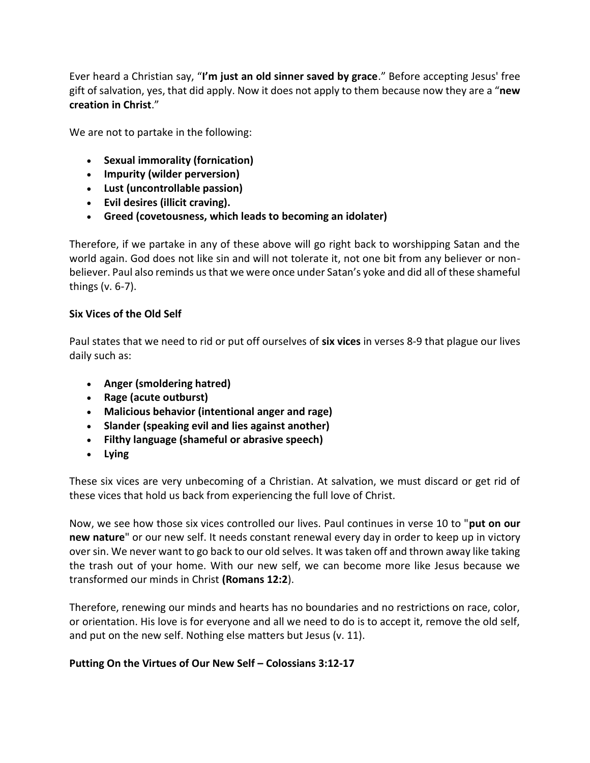Ever heard a Christian say, "**I'm just an old sinner saved by grace**." Before accepting Jesus' free gift of salvation, yes, that did apply. Now it does not apply to them because now they are a "**new creation in Christ**."

We are not to partake in the following:

- **Sexual immorality (fornication)**
- **Impurity (wilder perversion)**
- **Lust (uncontrollable passion)**
- **Evil desires (illicit craving).**
- **Greed (covetousness, which leads to becoming an idolater)**

Therefore, if we partake in any of these above will go right back to worshipping Satan and the world again. God does not like sin and will not tolerate it, not one bit from any believer or non-believer. Paul also reminds us that we were once under Satan's yoke and did all of these shameful things (v. 6-7).

**Six Vices of the Old Self**

Paul states that we need to rid or put off ourselves of **six vices** in verses 8-9 that plague our lives daily such as:

- **Anger (smoldering hatred)**
- **Rage (acute outburst)**
- **Malicious behavior (intentional anger and rage)**
- **Slander (speaking evil and lies against another)**
- **Filthy language (shameful or abrasive speech)**
- **Lying**

These six vices are very unbecoming of a Christian. At salvation, we must discard or get rid of these vices that hold us back from experiencing the full love of Christ.

Now, we see how those six vices controlled our lives. Paul continues in verse 10 to "**put on our new nature**" or our new self. It needs constant renewal every day in order to keep up in victory over sin. We never want to go back to our old selves. It was taken off and thrown away like taking the trash out of your home. With our new self, we can become more like Jesus because we transformed our minds in Christ **(Romans 12:2**).

Therefore, renewing our minds and hearts has no boundaries and no restrictions on race, color, or orientation. His love is for everyone and all we need to do is to accept it, remove the old self, and put on the new self. Nothing else matters but Jesus (v. 11).

**Putting On the Virtues of Our New Self – Colossians 3:12-17**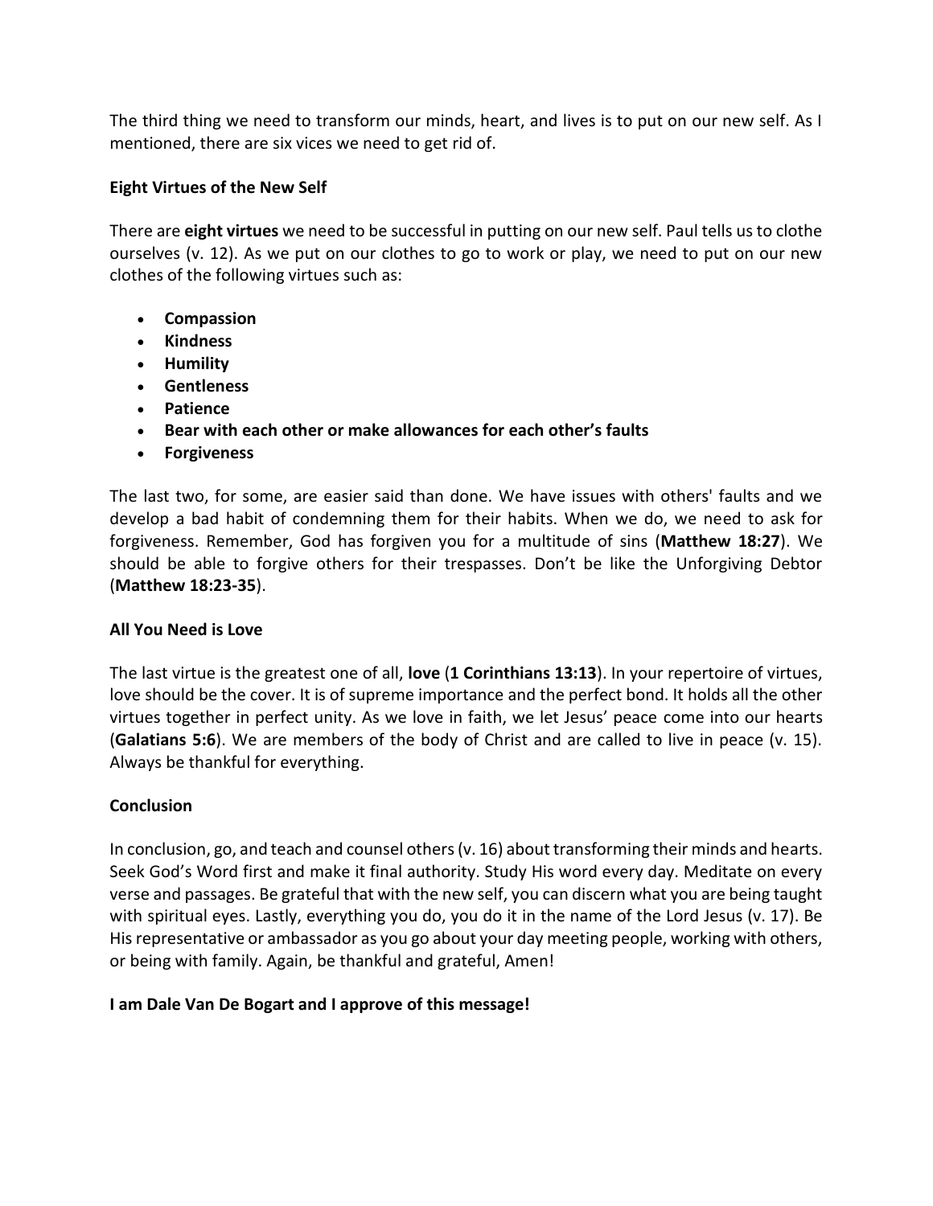The third thing we need to transform our minds, heart, and lives is to put on our new self. As I mentioned, there are six vices we need to get rid of.

**Eight Virtues of the New Self**

There are **eight virtues** we need to be successful in putting on our new self. Paul tells us to clothe ourselves (v. 12). As we put on our clothes to go to work or play, we need to put on our new clothes of the following virtues such as:

- **Compassion**
- **Kindness**
- **Humility**
- **Gentleness**
- **Patience**
- **Bear with each other or make allowances for each other's faults**
- **Forgiveness**

The last two, for some, are easier said than done. We have issues with others' faults and we develop a bad habit of condemning them for their habits. When we do, we need to ask for forgiveness. Remember, God has forgiven you for a multitude of sins (**Matthew 18:27**). We should be able to forgive others for their trespasses. Don't be like the Unforgiving Debtor (**Matthew 18:23-35**).

**All You Need is Love**

The last virtue is the greatest one of all, **love** (**1 Corinthians 13:13**). In your repertoire of virtues, love should be the cover. It is of supreme importance and the perfect bond. It holds all the other virtues together in perfect unity. As we love in faith, we let Jesus' peace come into our hearts (**Galatians 5:6**). We are members of the body of Christ and are called to live in peace (v. 15). Always be thankful for everything.

**Conclusion**

In conclusion, go, and teach and counsel others (v. 16) about transforming their minds and hearts. Seek God's Word first and make it final authority. Study His word every day. Meditate on every verse and passages. Be grateful that with the new self, you can discern what you are being taught with spiritual eyes. Lastly, everything you do, you do it in the name of the Lord Jesus (v. 17). Be His representative or ambassador as you go about your day meeting people, working with others, or being with family. Again, be thankful and grateful, Amen!

**I am Dale Van De Bogart and I approve of this message!**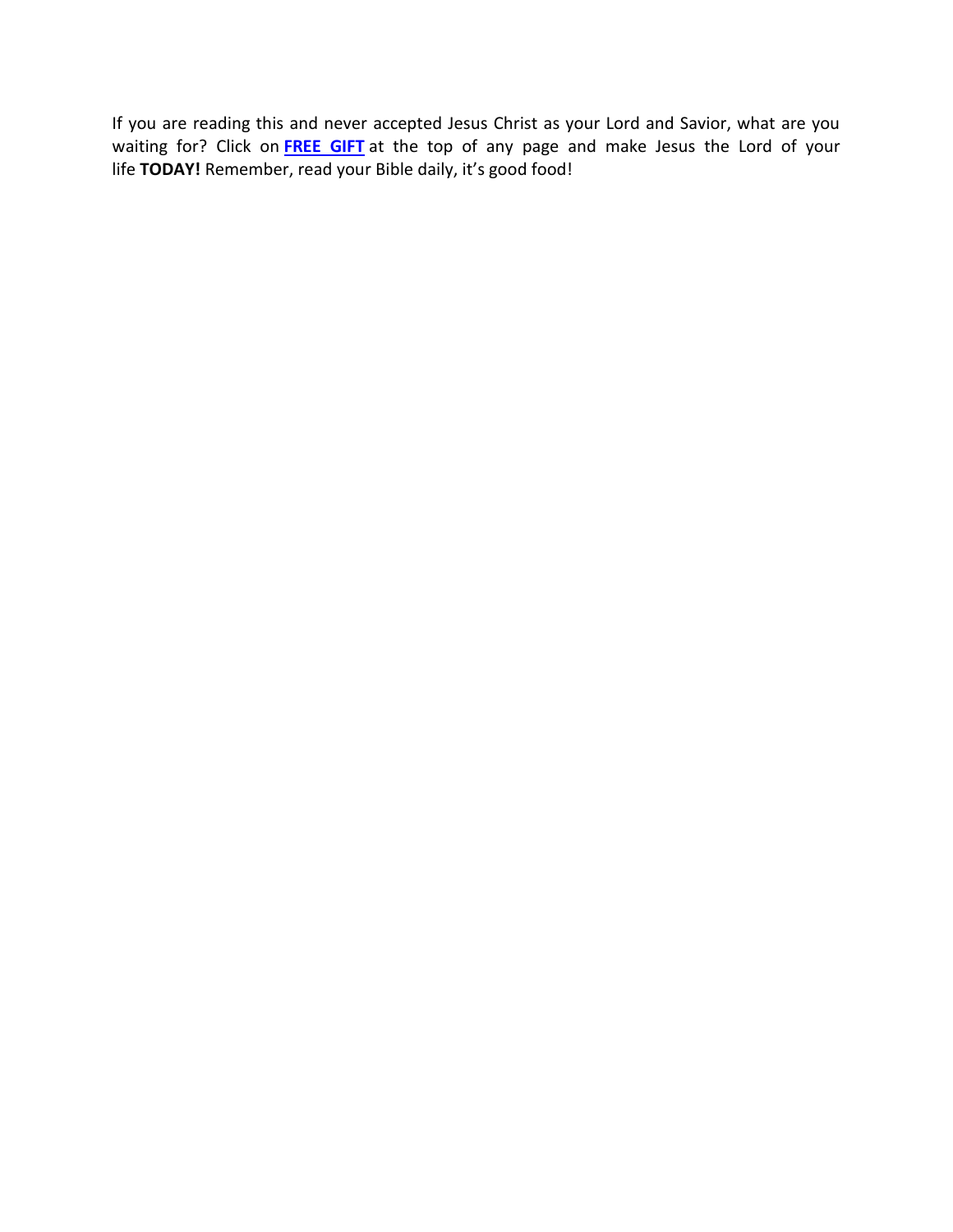If you are reading this and never accepted Jesus Christ as your Lord and Savior, what are you waiting for? Click on **FREE GIFT** at the top of any page and make Jesus the Lord of your life **TODAY!** Remember, read your Bible daily, it's good food!